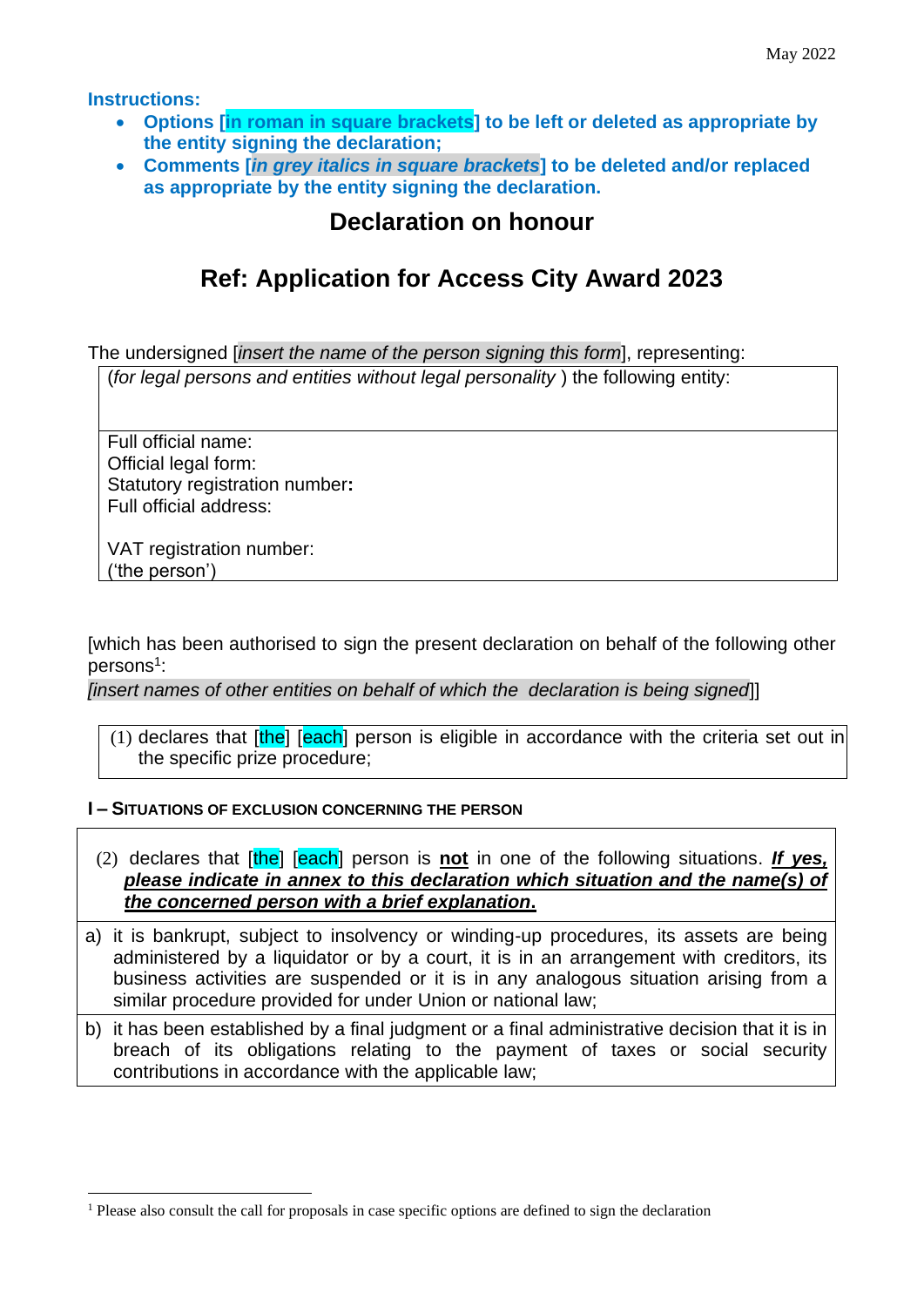May 2022

**Instructions:**

- **Options [in roman in square brackets] to be left or deleted as appropriate by the entity signing the declaration;**
- **Comments [*in grey italics in square brackets*] to be deleted and/or replaced as appropriate by the entity signing the declaration.**

## Declaration on honour

## Ref: Application for Access City Award 2023

The undersigned [*insert the name of the person signing this form*], representing:

| (*for legal persons and entities without legal personality* ) the following entity: |
|---|
| Full official name:<br>Official legal form:<br>Statutory registration number:<br>Full official address:<br><br>VAT registration number:<br>('the person') |

[which has been authorised to sign the present declaration on behalf of the following other persons[1]:

*[insert names of other entities on behalf of which the declaration is being signed]*]

| (1) declares that [the] [each] person is eligible in accordance with the criteria set out in the specific prize procedure; |
|---|

**I – SITUATIONS OF EXCLUSION CONCERNING THE PERSON**

| (2) declares that [the] [each] person is **not** in one of the following situations. ***If yes, please indicate in annex to this declaration which situation and the name(s) of the concerned person with a brief explanation.*** |
|---|
| a) it is bankrupt, subject to insolvency or winding-up procedures, its assets are being administered by a liquidator or by a court, it is in an arrangement with creditors, its business activities are suspended or it is in any analogous situation arising from a similar procedure provided for under Union or national law; |
| b) it has been established by a final judgment or a final administrative decision that it is in breach of its obligations relating to the payment of taxes or social security contributions in accordance with the applicable law; |

[1] Please also consult the call for proposals in case specific options are defined to sign the declaration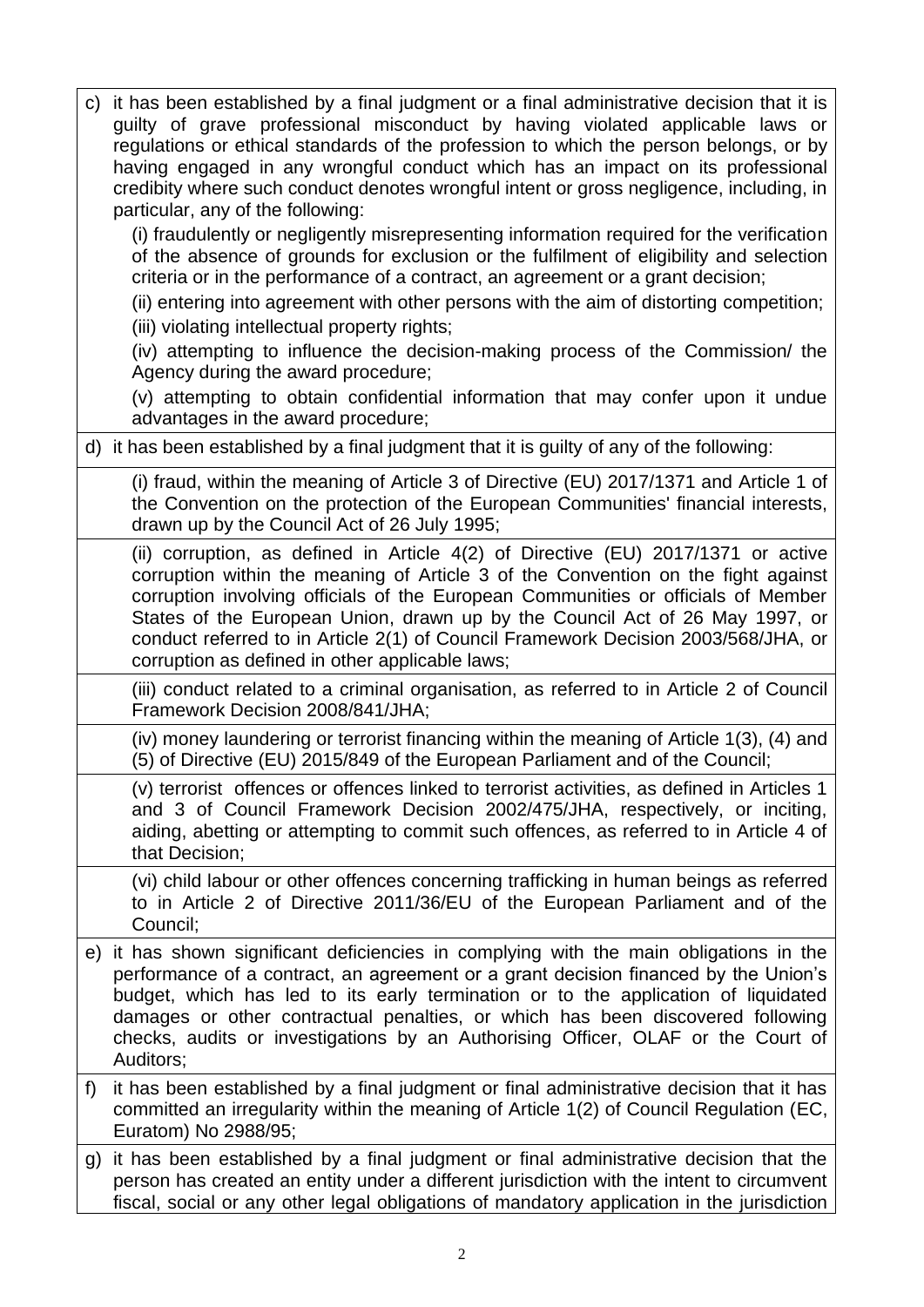c) it has been established by a final judgment or a final administrative decision that it is guilty of grave professional misconduct by having violated applicable laws or regulations or ethical standards of the profession to which the person belongs, or by having engaged in any wrongful conduct which has an impact on its professional credibity where such conduct denotes wrongful intent or gross negligence, including, in particular, any of the following:

   (i) fraudulently or negligently misrepresenting information required for the verification of the absence of grounds for exclusion or the fulfilment of eligibility and selection criteria or in the performance of a contract, an agreement or a grant decision;

   (ii) entering into agreement with other persons with the aim of distorting competition;

   (iii) violating intellectual property rights;

   (iv) attempting to influence the decision-making process of the Commission/ the Agency during the award procedure;

   (v) attempting to obtain confidential information that may confer upon it undue advantages in the award procedure;

d) it has been established by a final judgment that it is guilty of any of the following:

   (i) fraud, within the meaning of Article 3 of Directive (EU) 2017/1371 and Article 1 of the Convention on the protection of the European Communities' financial interests, drawn up by the Council Act of 26 July 1995;

   (ii) corruption, as defined in Article 4(2) of Directive (EU) 2017/1371 or active corruption within the meaning of Article 3 of the Convention on the fight against corruption involving officials of the European Communities or officials of Member States of the European Union, drawn up by the Council Act of 26 May 1997, or conduct referred to in Article 2(1) of Council Framework Decision 2003/568/JHA, or corruption as defined in other applicable laws;

   (iii) conduct related to a criminal organisation, as referred to in Article 2 of Council Framework Decision 2008/841/JHA;

   (iv) money laundering or terrorist financing within the meaning of Article 1(3), (4) and (5) of Directive (EU) 2015/849 of the European Parliament and of the Council;

   (v) terrorist offences or offences linked to terrorist activities, as defined in Articles 1 and 3 of Council Framework Decision 2002/475/JHA, respectively, or inciting, aiding, abetting or attempting to commit such offences, as referred to in Article 4 of that Decision;

   (vi) child labour or other offences concerning trafficking in human beings as referred to in Article 2 of Directive 2011/36/EU of the European Parliament and of the Council;

e) it has shown significant deficiencies in complying with the main obligations in the performance of a contract, an agreement or a grant decision financed by the Union's budget, which has led to its early termination or to the application of liquidated damages or other contractual penalties, or which has been discovered following checks, audits or investigations by an Authorising Officer, OLAF or the Court of Auditors;

f) it has been established by a final judgment or final administrative decision that it has committed an irregularity within the meaning of Article 1(2) of Council Regulation (EC, Euratom) No 2988/95;

g) it has been established by a final judgment or final administrative decision that the person has created an entity under a different jurisdiction with the intent to circumvent fiscal, social or any other legal obligations of mandatory application in the jurisdiction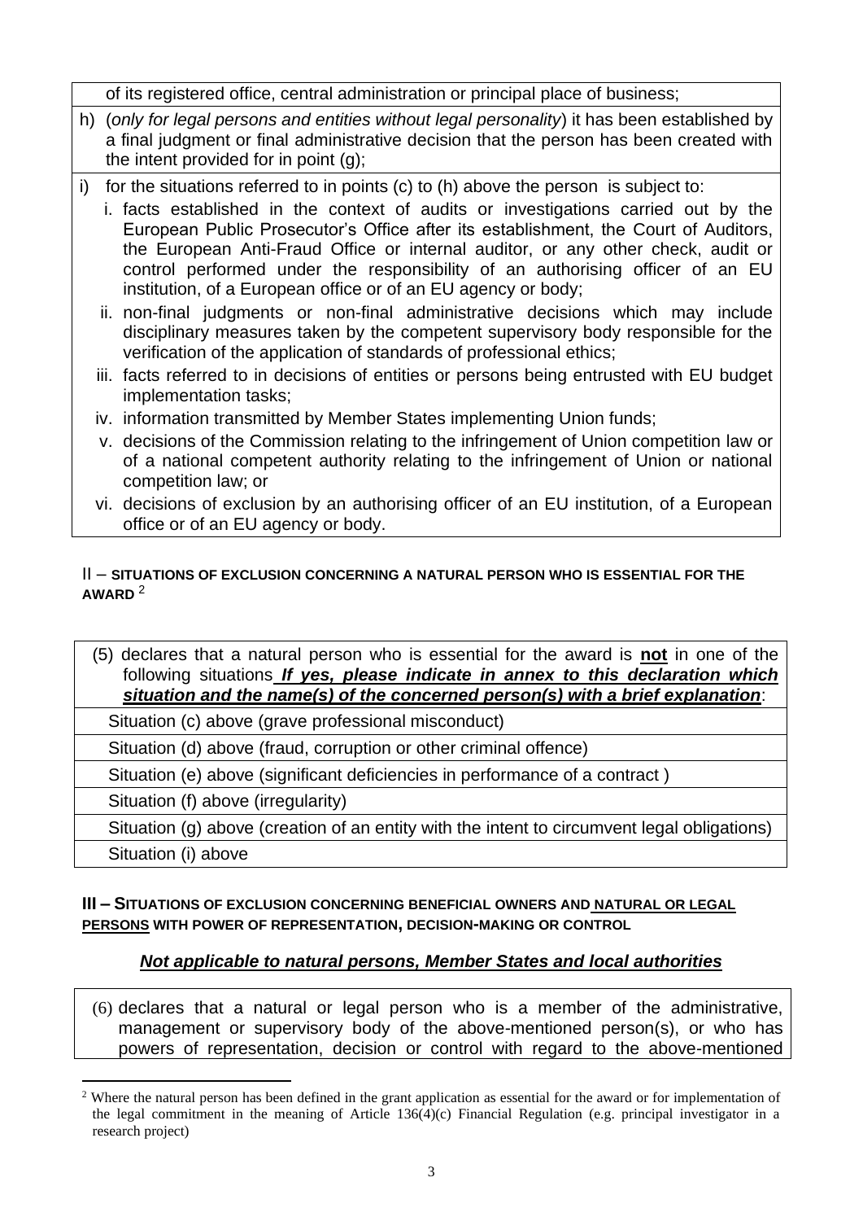| of its registered office, central administration or principal place of business; |
|---|
| h) (*only for legal persons and entities without legal personality*) it has been established by a final judgment or final administrative decision that the person has been created with the intent provided for in point (g); |
| i) for the situations referred to in points (c) to (h) above the person is subject to:<br>i. facts established in the context of audits or investigations carried out by the European Public Prosecutor's Office after its establishment, the Court of Auditors, the European Anti-Fraud Office or internal auditor, or any other check, audit or control performed under the responsibility of an authorising officer of an EU institution, of a European office or of an EU agency or body;<br>ii. non-final judgments or non-final administrative decisions which may include disciplinary measures taken by the competent supervisory body responsible for the verification of the application of standards of professional ethics;<br>iii. facts referred to in decisions of entities or persons being entrusted with EU budget implementation tasks;<br>iv. information transmitted by Member States implementing Union funds;<br>v. decisions of the Commission relating to the infringement of Union competition law or of a national competent authority relating to the infringement of Union or national competition law; or<br>vi. decisions of exclusion by an authorising officer of an EU institution, of a European office or of an EU agency or body. |

## II – SITUATIONS OF EXCLUSION CONCERNING A NATURAL PERSON WHO IS ESSENTIAL FOR THE AWARD [2]

| (5) declares that a natural person who is essential for the award is **not** in one of the following situations ***If yes, please indicate in annex to this declaration which situation and the name(s) of the concerned person(s) with a brief explanation***: |
|---|
| Situation (c) above (grave professional misconduct) |
| Situation (d) above (fraud, corruption or other criminal offence) |
| Situation (e) above (significant deficiencies in performance of a contract ) |
| Situation (f) above (irregularity) |
| Situation (g) above (creation of an entity with the intent to circumvent legal obligations) |
| Situation (i) above |

## III – SITUATIONS OF EXCLUSION CONCERNING BENEFICIAL OWNERS AND NATURAL OR LEGAL PERSONS WITH POWER OF REPRESENTATION, DECISION-MAKING OR CONTROL

***Not applicable to natural persons, Member States and local authorities***

| (6) declares that a natural or legal person who is a member of the administrative, management or supervisory body of the above-mentioned person(s), or who has powers of representation, decision or control with regard to the above-mentioned |
|---|

[2] Where the natural person has been defined in the grant application as essential for the award or for implementation of the legal commitment in the meaning of Article 136(4)(c) Financial Regulation (e.g. principal investigator in a research project)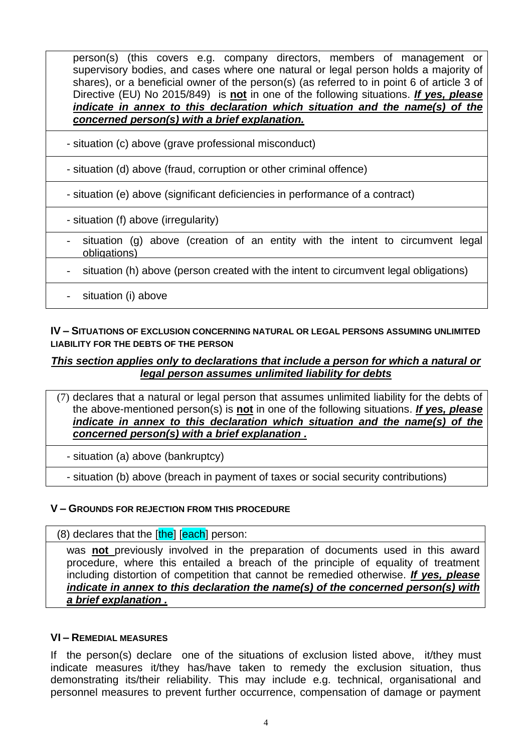person(s) (this covers e.g. company directors, members of management or supervisory bodies, and cases where one natural or legal person holds a majority of shares), or a beneficial owner of the person(s) (as referred to in point 6 of article 3 of Directive (EU) No 2015/849) is **not** in one of the following situations. ***If yes, please indicate in annex to this declaration which situation and the name(s) of the concerned person(s) with a brief explanation.***

- situation (c) above (grave professional misconduct)
- situation (d) above (fraud, corruption or other criminal offence)
- situation (e) above (significant deficiencies in performance of a contract)
- situation (f) above (irregularity)
- situation (g) above (creation of an entity with the intent to circumvent legal obligations)
- situation (h) above (person created with the intent to circumvent legal obligations)
- situation (i) above

### IV – Situations of exclusion concerning natural or legal persons assuming unlimited liability for the debts of the person

***This section applies only to declarations that include a person for which a natural or legal person assumes unlimited liability for debts***

(7) declares that a natural or legal person that assumes unlimited liability for the debts of the above-mentioned person(s) is **not** in one of the following situations. ***If yes, please indicate in annex to this declaration which situation and the name(s) of the concerned person(s) with a brief explanation .***

- situation (a) above (bankruptcy)
- situation (b) above (breach in payment of taxes or social security contributions)

### V – Grounds for rejection from this procedure

(8) declares that the [the] [each] person:

was **not** previously involved in the preparation of documents used in this award procedure, where this entailed a breach of the principle of equality of treatment including distortion of competition that cannot be remedied otherwise. ***If yes, please indicate in annex to this declaration the name(s) of the concerned person(s) with a brief explanation .***

### VI – Remedial measures

If the person(s) declare one of the situations of exclusion listed above, it/they must indicate measures it/they has/have taken to remedy the exclusion situation, thus demonstrating its/their reliability. This may include e.g. technical, organisational and personnel measures to prevent further occurrence, compensation of damage or payment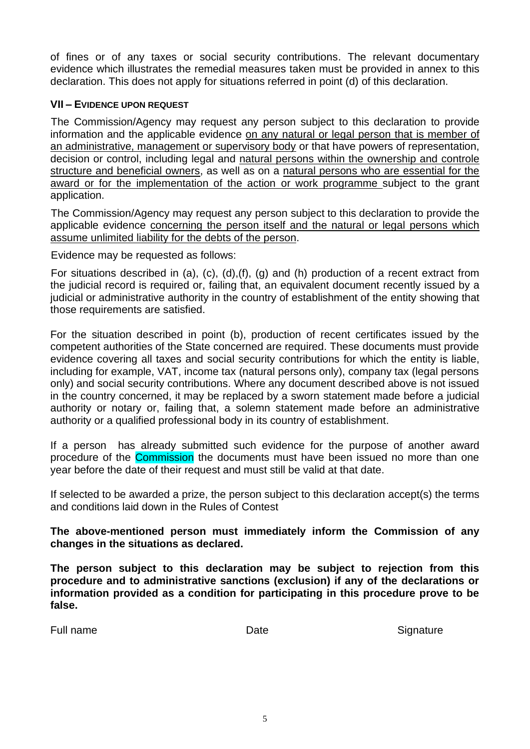of fines or of any taxes or social security contributions. The relevant documentary evidence which illustrates the remedial measures taken must be provided in annex to this declaration. This does not apply for situations referred in point (d) of this declaration.

### VII – EVIDENCE UPON REQUEST

The Commission/Agency may request any person subject to this declaration to provide information and the applicable evidence on any natural or legal person that is member of an administrative, management or supervisory body or that have powers of representation, decision or control, including legal and natural persons within the ownership and controle structure and beneficial owners, as well as on a natural persons who are essential for the award or for the implementation of the action or work programme subject to the grant application.

The Commission/Agency may request any person subject to this declaration to provide the applicable evidence concerning the person itself and the natural or legal persons which assume unlimited liability for the debts of the person.

Evidence may be requested as follows:

For situations described in (a), (c), (d),(f), (g) and (h) production of a recent extract from the judicial record is required or, failing that, an equivalent document recently issued by a judicial or administrative authority in the country of establishment of the entity showing that those requirements are satisfied.

For the situation described in point (b), production of recent certificates issued by the competent authorities of the State concerned are required. These documents must provide evidence covering all taxes and social security contributions for which the entity is liable, including for example, VAT, income tax (natural persons only), company tax (legal persons only) and social security contributions. Where any document described above is not issued in the country concerned, it may be replaced by a sworn statement made before a judicial authority or notary or, failing that, a solemn statement made before an administrative authority or a qualified professional body in its country of establishment.

If a person has already submitted such evidence for the purpose of another award procedure of the Commission the documents must have been issued no more than one year before the date of their request and must still be valid at that date.

If selected to be awarded a prize, the person subject to this declaration accept(s) the terms and conditions laid down in the Rules of Contest

**The above-mentioned person must immediately inform the Commission of any changes in the situations as declared.**

**The person subject to this declaration may be subject to rejection from this procedure and to administrative sanctions (exclusion) if any of the declarations or information provided as a condition for participating in this procedure prove to be false.**

Full name Date Signature